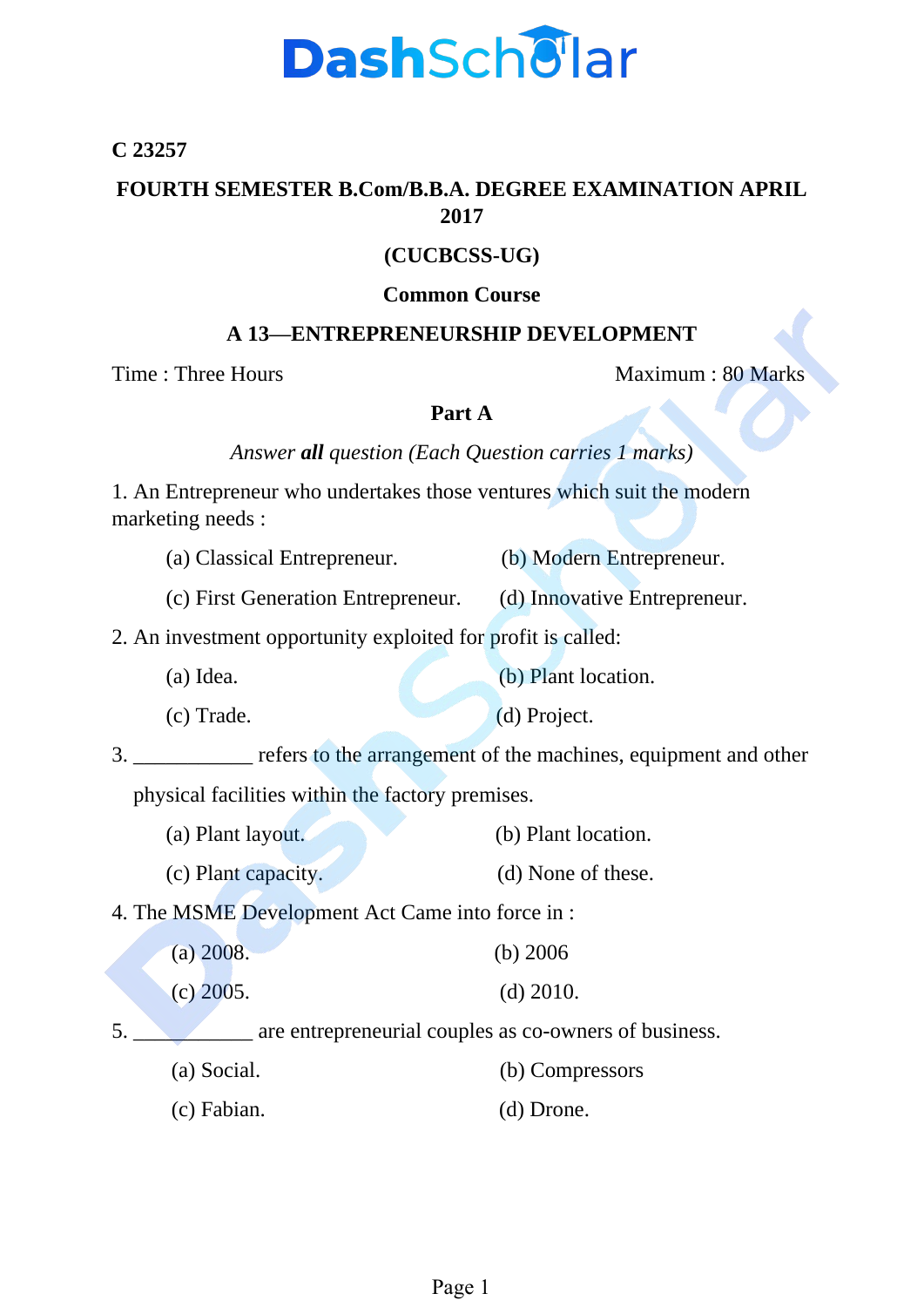**C 23257**

**FOURTH SEMESTER B.Com/B.B.A. DEGREE EXAMINATION APRIL 2017**

**(CUCBCSS-UG)**

**Common Course**

**A 13—ENTREPRENEURSHIP DEVELOPMENT**

Time : Three Hours　　　　　　　　　　　　　　　　Maximum : 80 Marks

**Part A**

*Answer **all** question (Each Question carries 1 marks)*

1. An Entrepreneur who undertakes those ventures which suit the modern marketing needs :

    (a) Classical Entrepreneur.　　　(b) Modern Entrepreneur.

    (c) First Generation Entrepreneur.　　　(d) Innovative Entrepreneur.

2. An investment opportunity exploited for profit is called:

    (a) Idea.　　　(b) Plant location.

    (c) Trade.　　　(d) Project.

3. ___________ refers to the arrangement of the machines, equipment and other physical facilities within the factory premises.

    (a) Plant layout.　　　(b) Plant location.

    (c) Plant capacity.　　　(d) None of these.

4. The MSME Development Act Came into force in :

    (a) 2008.　　　(b) 2006

    (c) 2005.　　　(d) 2010.

5. ___________ are entrepreneurial couples as co-owners of business.

    (a) Social.　　　(b) Compressors

    (c) Fabian.　　　(d) Drone.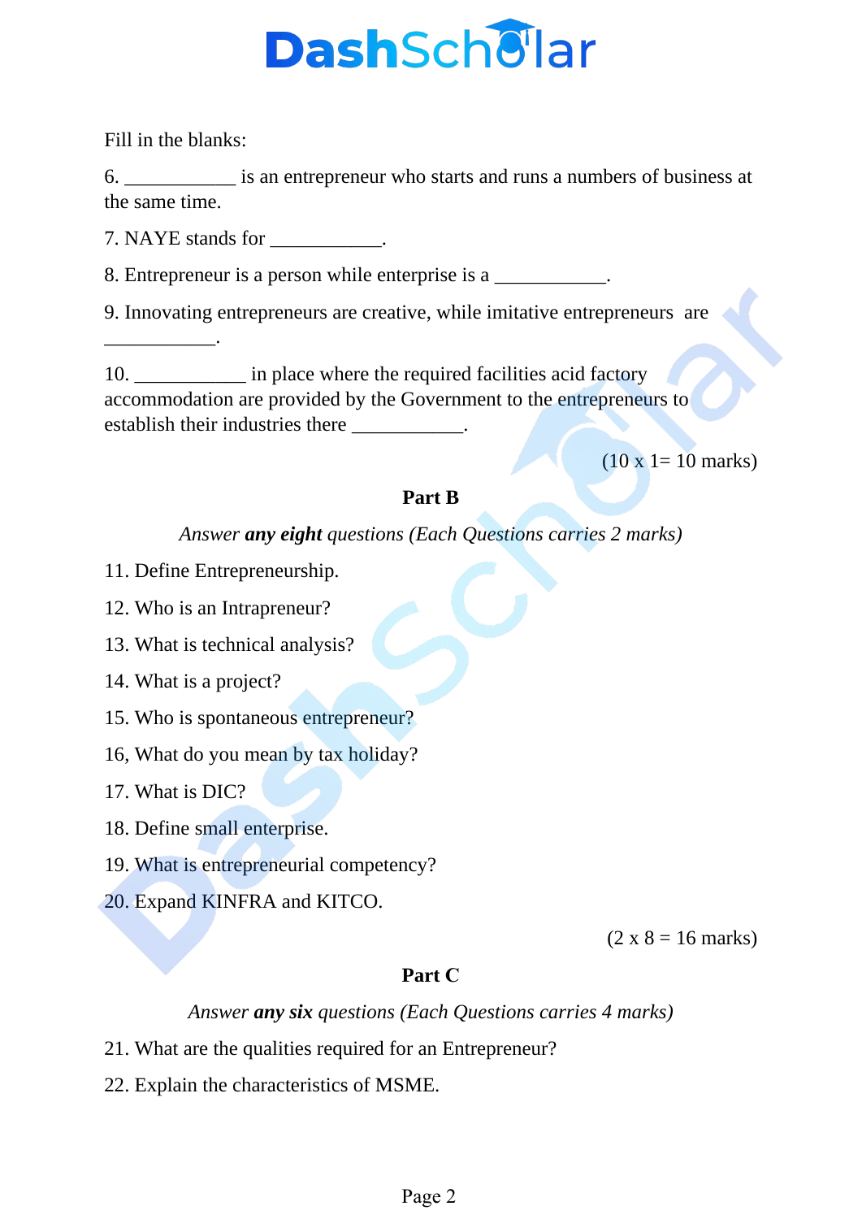Fill in the blanks:

6. ___________ is an entrepreneur who starts and runs a numbers of business at the same time.

7. NAYE stands for ___________.

8. Entrepreneur is a person while enterprise is a ___________.

9. Innovating entrepreneurs are creative, while imitative entrepreneurs are ___________.

10. ___________ in place where the required facilities acid factory accommodation are provided by the Government to the entrepreneurs to establish their industries there ___________.

(10 x 1= 10 marks)

**Part B**

*Answer **any eight** questions (Each Questions carries 2 marks)*

11. Define Entrepreneurship.

12. Who is an Intrapreneur?

13. What is technical analysis?

14. What is a project?

15. Who is spontaneous entrepreneur?

16, What do you mean by tax holiday?

17. What is DIC?

18. Define small enterprise.

19. What is entrepreneurial competency?

20. Expand KINFRA and KITCO.

(2 x 8 = 16 marks)

**Part C**

*Answer **any six** questions (Each Questions carries 4 marks)*

21. What are the qualities required for an Entrepreneur?

22. Explain the characteristics of MSME.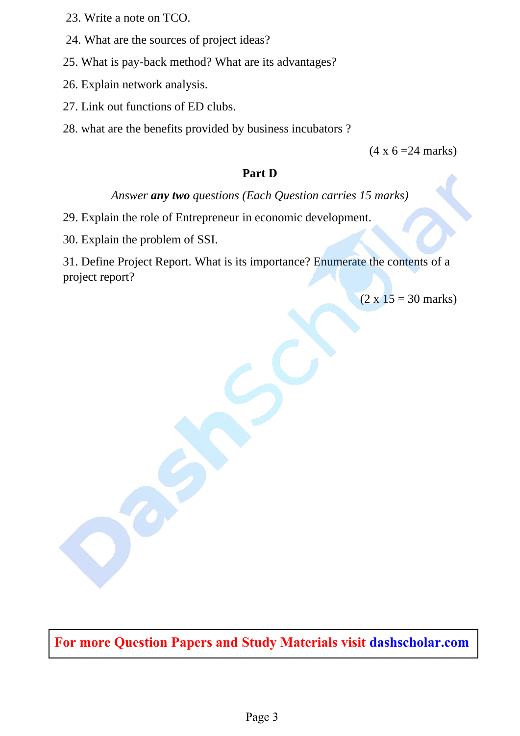23. Write a note on TCO.

24. What are the sources of project ideas?

25. What is pay-back method? What are its advantages?

26. Explain network analysis.

27. Link out functions of ED clubs.

28. what are the benefits provided by business incubators ?

(4 x 6 =24 marks)

## Part D

*Answer **any two** questions (Each Question carries 15 marks)*

29. Explain the role of Entrepreneur in economic development.

30. Explain the problem of SSI.

31. Define Project Report. What is its importance? Enumerate the contents of a project report?

(2 x 15 = 30 marks)

**For more Question Papers and Study Materials visit dashscholar.com**